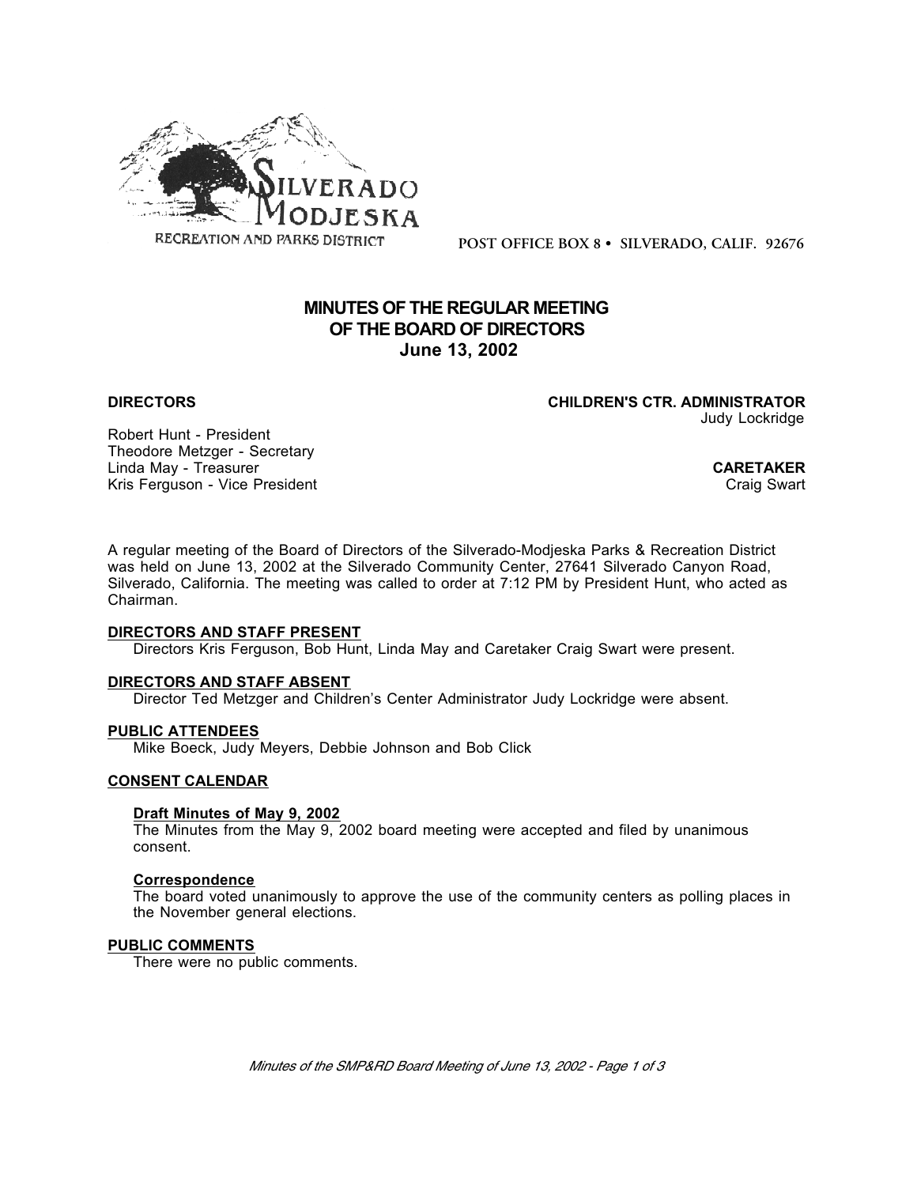SILVERADO MODJESKA
RECREATION AND PARKS DISTRICT

POST OFFICE BOX 8 • SILVERADO, CALIF. 92676

# MINUTES OF THE REGULAR MEETING OF THE BOARD OF DIRECTORS
## June 13, 2002

**DIRECTORS**

Robert Hunt - President
Theodore Metzger - Secretary
Linda May - Treasurer
Kris Ferguson - Vice President

**CHILDREN'S CTR. ADMINISTRATOR**
Judy Lockridge

**CARETAKER**
Craig Swart

A regular meeting of the Board of Directors of the Silverado-Modjeska Parks & Recreation District was held on June 13, 2002 at the Silverado Community Center, 27641 Silverado Canyon Road, Silverado, California. The meeting was called to order at 7:12 PM by President Hunt, who acted as Chairman.

**DIRECTORS AND STAFF PRESENT**

Directors Kris Ferguson, Bob Hunt, Linda May and Caretaker Craig Swart were present.

**DIRECTORS AND STAFF ABSENT**

Director Ted Metzger and Children's Center Administrator Judy Lockridge were absent.

**PUBLIC ATTENDEES**

Mike Boeck, Judy Meyers, Debbie Johnson and Bob Click

**CONSENT CALENDAR**

**Draft Minutes of May 9, 2002**

The Minutes from the May 9, 2002 board meeting were accepted and filed by unanimous consent.

**Correspondence**

The board voted unanimously to approve the use of the community centers as polling places in the November general elections.

**PUBLIC COMMENTS**

There were no public comments.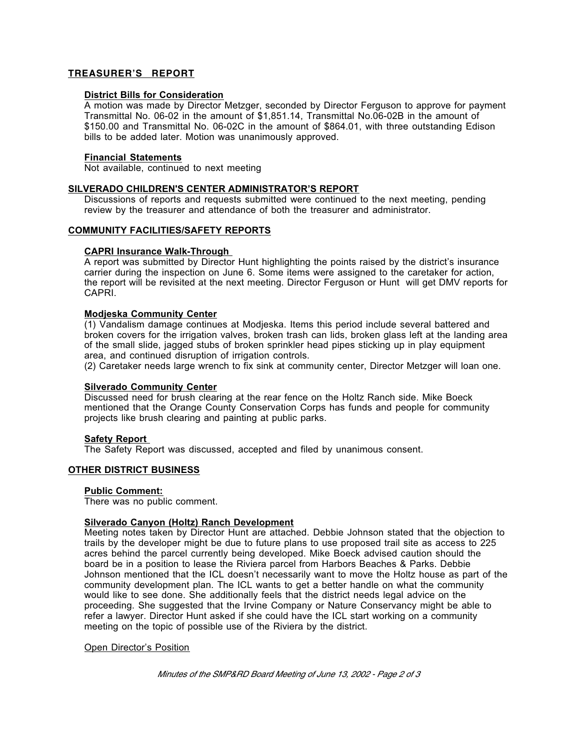## TREASURER'S REPORT

### District Bills for Consideration

A motion was made by Director Metzger, seconded by Director Ferguson to approve for payment Transmittal No. 06-02 in the amount of $1,851.14, Transmittal No.06-02B in the amount of $150.00 and Transmittal No. 06-02C in the amount of $864.01, with three outstanding Edison bills to be added later. Motion was unanimously approved.

### Financial Statements

Not available, continued to next meeting

## SILVERADO CHILDREN'S CENTER ADMINISTRATOR'S REPORT

Discussions of reports and requests submitted were continued to the next meeting, pending review by the treasurer and attendance of both the treasurer and administrator.

## COMMUNITY FACILITIES/SAFETY REPORTS

### CAPRI Insurance Walk-Through

A report was submitted by Director Hunt highlighting the points raised by the district's insurance carrier during the inspection on June 6. Some items were assigned to the caretaker for action, the report will be revisited at the next meeting. Director Ferguson or Hunt will get DMV reports for CAPRI.

### Modjeska Community Center

(1) Vandalism damage continues at Modjeska. Items this period include several battered and broken covers for the irrigation valves, broken trash can lids, broken glass left at the landing area of the small slide, jagged stubs of broken sprinkler head pipes sticking up in play equipment area, and continued disruption of irrigation controls.

(2) Caretaker needs large wrench to fix sink at community center, Director Metzger will loan one.

### Silverado Community Center

Discussed need for brush clearing at the rear fence on the Holtz Ranch side. Mike Boeck mentioned that the Orange County Conservation Corps has funds and people for community projects like brush clearing and painting at public parks.

### Safety Report

The Safety Report was discussed, accepted and filed by unanimous consent.

## OTHER DISTRICT BUSINESS

### Public Comment:

There was no public comment.

### Silverado Canyon (Holtz) Ranch Development

Meeting notes taken by Director Hunt are attached. Debbie Johnson stated that the objection to trails by the developer might be due to future plans to use proposed trail site as access to 225 acres behind the parcel currently being developed. Mike Boeck advised caution should the board be in a position to lease the Riviera parcel from Harbors Beaches & Parks. Debbie Johnson mentioned that the ICL doesn't necessarily want to move the Holtz house as part of the community development plan. The ICL wants to get a better handle on what the community would like to see done. She additionally feels that the district needs legal advice on the proceeding. She suggested that the Irvine Company or Nature Conservancy might be able to refer a lawyer. Director Hunt asked if she could have the ICL start working on a community meeting on the topic of possible use of the Riviera by the district.

Open Director's Position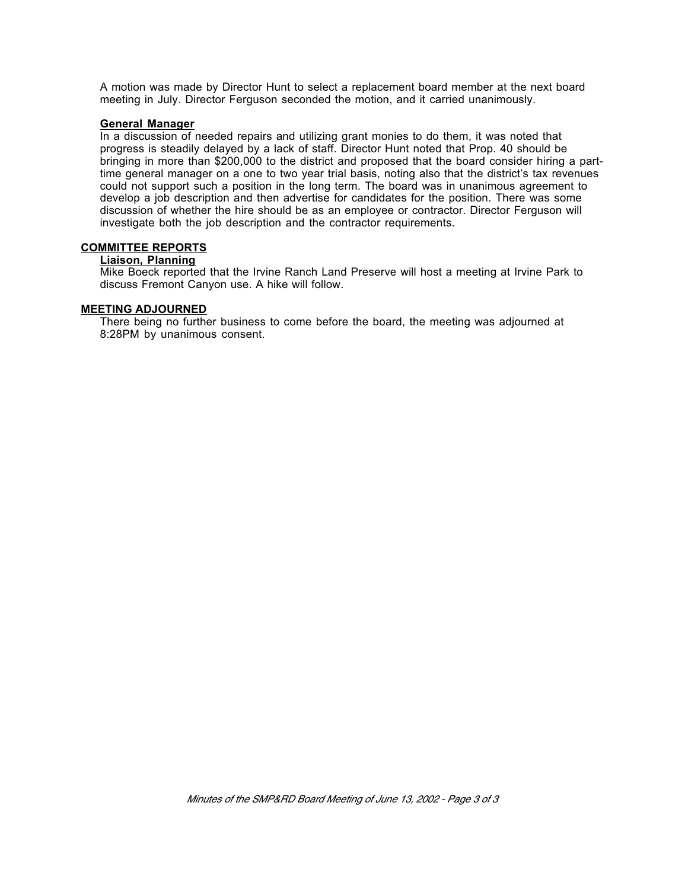A motion was made by Director Hunt to select a replacement board member at the next board meeting in July. Director Ferguson seconded the motion, and it carried unanimously.

### General Manager

In a discussion of needed repairs and utilizing grant monies to do them, it was noted that progress is steadily delayed by a lack of staff. Director Hunt noted that Prop. 40 should be bringing in more than $200,000 to the district and proposed that the board consider hiring a part-time general manager on a one to two year trial basis, noting also that the district's tax revenues could not support such a position in the long term. The board was in unanimous agreement to develop a job description and then advertise for candidates for the position. There was some discussion of whether the hire should be as an employee or contractor. Director Ferguson will investigate both the job description and the contractor requirements.

## COMMITTEE REPORTS

### Liaison, Planning

Mike Boeck reported that the Irvine Ranch Land Preserve will host a meeting at Irvine Park to discuss Fremont Canyon use. A hike will follow.

## MEETING ADJOURNED

There being no further business to come before the board, the meeting was adjourned at 8:28PM by unanimous consent.